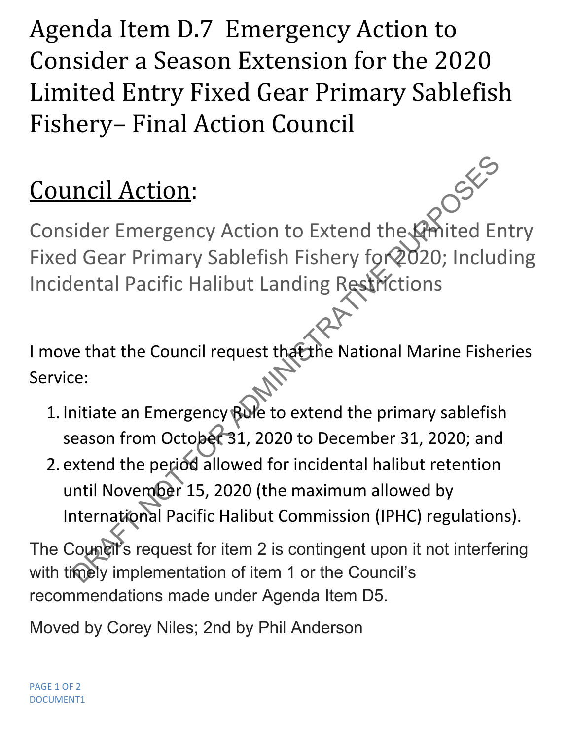# Agenda Item D.7 Emergency Action to Consider a Season Extension for the 2020 Limited Entry Fixed Gear Primary Sablefish Fishery– Final Action Council

## Council Action:

Consider Emergency Action to Extend the Limited Entry Fixed Gear Primary Sablefish Fishery for 2020; Including Incidental Pacific Halibut Landing Restrictions

I move that the Council request that the National Marine Fisheries Service:

1. Initiate an Emergency Rule to extend the primary sablefish season from October 31, 2020 to December 31, 2020; and
2. extend the period allowed for incidental halibut retention until November 15, 2020 (the maximum allowed by International Pacific Halibut Commission (IPHC) regulations).

The Council's request for item 2 is contingent upon it not interfering with timely implementation of item 1 or the Council's recommendations made under Agenda Item D5.

Moved by Corey Niles; 2nd by Phil Anderson

DRAFT NOT FOR ADMINISTRATIVE PURPOSES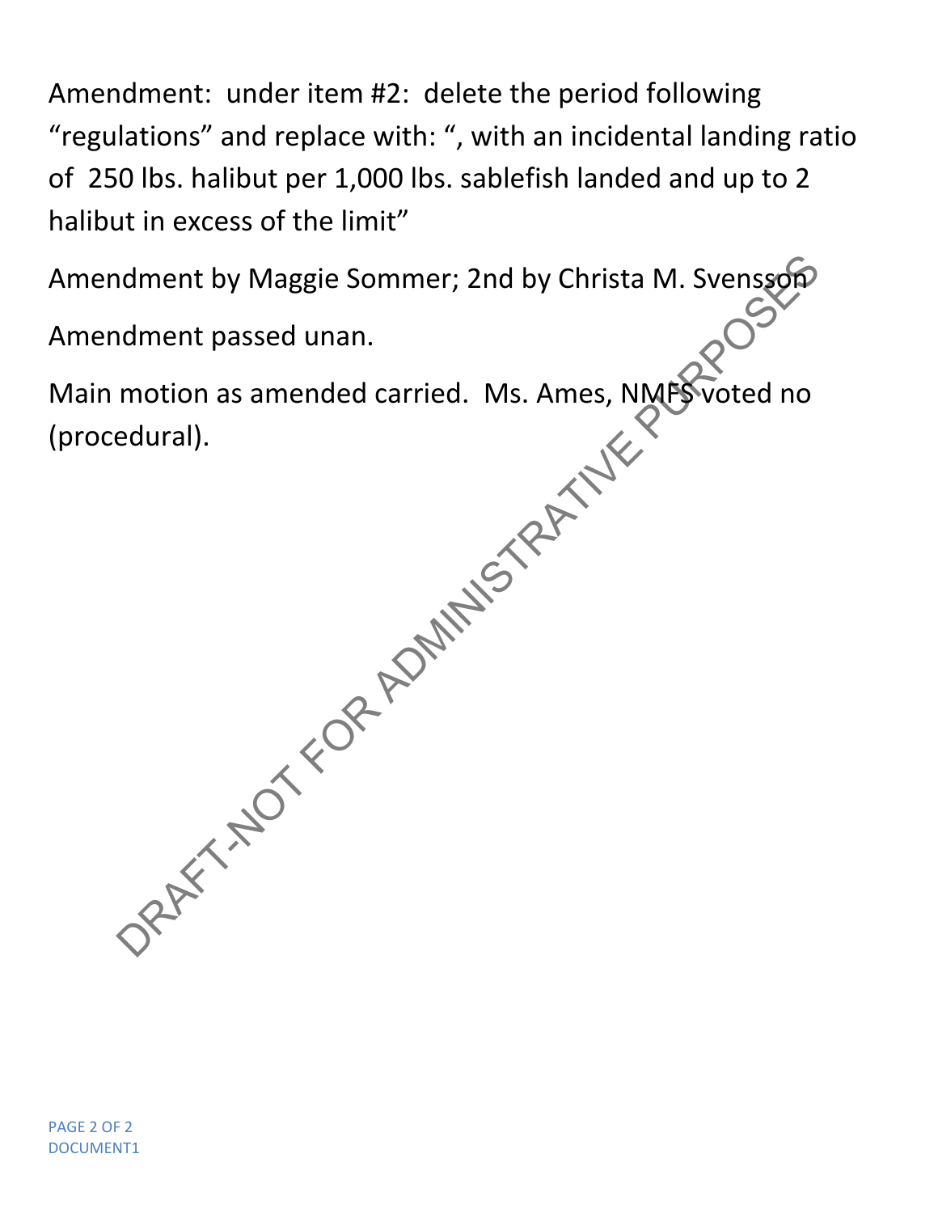Amendment: under item #2: delete the period following "regulations" and replace with: ", with an incidental landing ratio of 250 lbs. halibut per 1,000 lbs. sablefish landed and up to 2 halibut in excess of the limit"

Amendment by Maggie Sommer; 2nd by Christa M. Svensson

Amendment passed unan.

Main motion as amended carried. Ms. Ames, NMFS voted no (procedural).

DRAFT-NOT FOR ADMINISTRATIVE PURPOSES